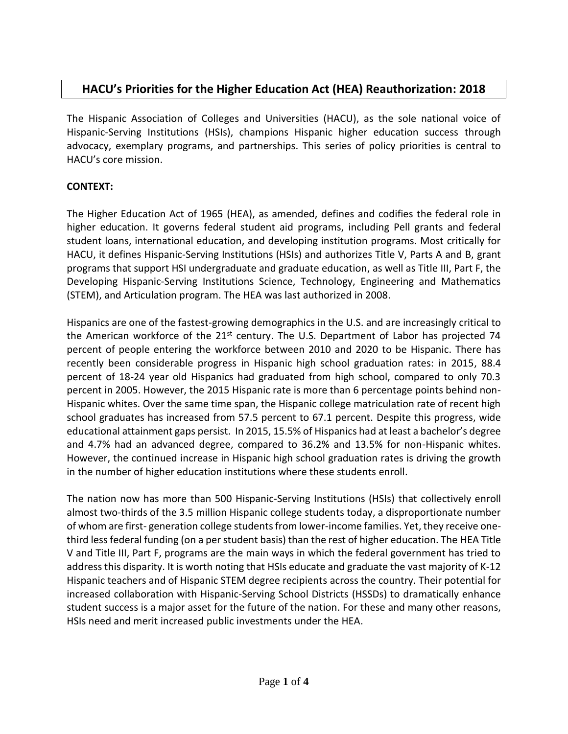# HACU's Priorities for the Higher Education Act (HEA) Reauthorization: 2018

The Hispanic Association of Colleges and Universities (HACU), as the sole national voice of Hispanic-Serving Institutions (HSIs), champions Hispanic higher education success through advocacy, exemplary programs, and partnerships. This series of policy priorities is central to HACU's core mission.

**CONTEXT:**

The Higher Education Act of 1965 (HEA), as amended, defines and codifies the federal role in higher education. It governs federal student aid programs, including Pell grants and federal student loans, international education, and developing institution programs. Most critically for HACU, it defines Hispanic-Serving Institutions (HSIs) and authorizes Title V, Parts A and B, grant programs that support HSI undergraduate and graduate education, as well as Title III, Part F, the Developing Hispanic-Serving Institutions Science, Technology, Engineering and Mathematics (STEM), and Articulation program. The HEA was last authorized in 2008.

Hispanics are one of the fastest-growing demographics in the U.S. and are increasingly critical to the American workforce of the 21st century. The U.S. Department of Labor has projected 74 percent of people entering the workforce between 2010 and 2020 to be Hispanic. There has recently been considerable progress in Hispanic high school graduation rates: in 2015, 88.4 percent of 18-24 year old Hispanics had graduated from high school, compared to only 70.3 percent in 2005. However, the 2015 Hispanic rate is more than 6 percentage points behind non-Hispanic whites. Over the same time span, the Hispanic college matriculation rate of recent high school graduates has increased from 57.5 percent to 67.1 percent. Despite this progress, wide educational attainment gaps persist. In 2015, 15.5% of Hispanics had at least a bachelor's degree and 4.7% had an advanced degree, compared to 36.2% and 13.5% for non-Hispanic whites. However, the continued increase in Hispanic high school graduation rates is driving the growth in the number of higher education institutions where these students enroll.

The nation now has more than 500 Hispanic-Serving Institutions (HSIs) that collectively enroll almost two-thirds of the 3.5 million Hispanic college students today, a disproportionate number of whom are first- generation college students from lower-income families. Yet, they receive one-third less federal funding (on a per student basis) than the rest of higher education. The HEA Title V and Title III, Part F, programs are the main ways in which the federal government has tried to address this disparity. It is worth noting that HSIs educate and graduate the vast majority of K-12 Hispanic teachers and of Hispanic STEM degree recipients across the country. Their potential for increased collaboration with Hispanic-Serving School Districts (HSSDs) to dramatically enhance student success is a major asset for the future of the nation. For these and many other reasons, HSIs need and merit increased public investments under the HEA.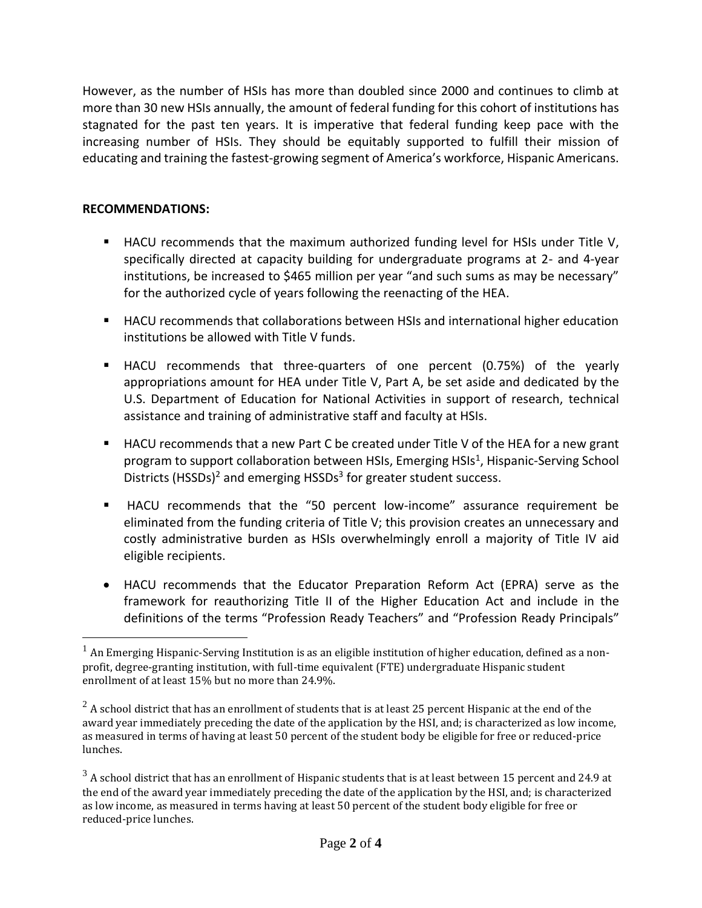However, as the number of HSIs has more than doubled since 2000 and continues to climb at more than 30 new HSIs annually, the amount of federal funding for this cohort of institutions has stagnated for the past ten years. It is imperative that federal funding keep pace with the increasing number of HSIs. They should be equitably supported to fulfill their mission of educating and training the fastest-growing segment of America's workforce, Hispanic Americans.

**RECOMMENDATIONS:**

- HACU recommends that the maximum authorized funding level for HSIs under Title V, specifically directed at capacity building for undergraduate programs at 2- and 4-year institutions, be increased to $465 million per year "and such sums as may be necessary" for the authorized cycle of years following the reenacting of the HEA.
- HACU recommends that collaborations between HSIs and international higher education institutions be allowed with Title V funds.
- HACU recommends that three-quarters of one percent (0.75%) of the yearly appropriations amount for HEA under Title V, Part A, be set aside and dedicated by the U.S. Department of Education for National Activities in support of research, technical assistance and training of administrative staff and faculty at HSIs.
- HACU recommends that a new Part C be created under Title V of the HEA for a new grant program to support collaboration between HSIs, Emerging HSIs[1], Hispanic-Serving School Districts (HSSDs)[2] and emerging HSSDs[3] for greater student success.
- HACU recommends that the "50 percent low-income" assurance requirement be eliminated from the funding criteria of Title V; this provision creates an unnecessary and costly administrative burden as HSIs overwhelmingly enroll a majority of Title IV aid eligible recipients.
- HACU recommends that the Educator Preparation Reform Act (EPRA) serve as the framework for reauthorizing Title II of the Higher Education Act and include in the definitions of the terms "Profession Ready Teachers" and "Profession Ready Principals"

---

[1] An Emerging Hispanic-Serving Institution is as an eligible institution of higher education, defined as a non-profit, degree-granting institution, with full-time equivalent (FTE) undergraduate Hispanic student enrollment of at least 15% but no more than 24.9%.

[2] A school district that has an enrollment of students that is at least 25 percent Hispanic at the end of the award year immediately preceding the date of the application by the HSI, and; is characterized as low income, as measured in terms of having at least 50 percent of the student body be eligible for free or reduced-price lunches.

[3] A school district that has an enrollment of Hispanic students that is at least between 15 percent and 24.9 at the end of the award year immediately preceding the date of the application by the HSI, and; is characterized as low income, as measured in terms having at least 50 percent of the student body eligible for free or reduced-price lunches.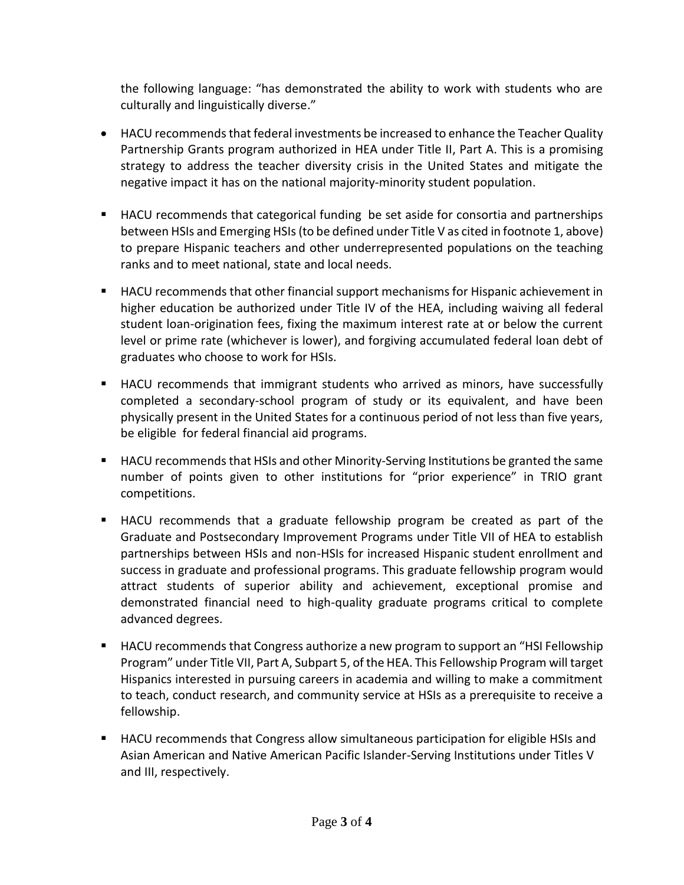the following language: "has demonstrated the ability to work with students who are culturally and linguistically diverse."

- HACU recommends that federal investments be increased to enhance the Teacher Quality Partnership Grants program authorized in HEA under Title II, Part A. This is a promising strategy to address the teacher diversity crisis in the United States and mitigate the negative impact it has on the national majority-minority student population.

- HACU recommends that categorical funding be set aside for consortia and partnerships between HSIs and Emerging HSIs (to be defined under Title V as cited in footnote 1, above) to prepare Hispanic teachers and other underrepresented populations on the teaching ranks and to meet national, state and local needs.

- HACU recommends that other financial support mechanisms for Hispanic achievement in higher education be authorized under Title IV of the HEA, including waiving all federal student loan-origination fees, fixing the maximum interest rate at or below the current level or prime rate (whichever is lower), and forgiving accumulated federal loan debt of graduates who choose to work for HSIs.

- HACU recommends that immigrant students who arrived as minors, have successfully completed a secondary-school program of study or its equivalent, and have been physically present in the United States for a continuous period of not less than five years, be eligible for federal financial aid programs.

- HACU recommends that HSIs and other Minority-Serving Institutions be granted the same number of points given to other institutions for "prior experience" in TRIO grant competitions.

- HACU recommends that a graduate fellowship program be created as part of the Graduate and Postsecondary Improvement Programs under Title VII of HEA to establish partnerships between HSIs and non-HSIs for increased Hispanic student enrollment and success in graduate and professional programs. This graduate fellowship program would attract students of superior ability and achievement, exceptional promise and demonstrated financial need to high-quality graduate programs critical to complete advanced degrees.

- HACU recommends that Congress authorize a new program to support an "HSI Fellowship Program" under Title VII, Part A, Subpart 5, of the HEA. This Fellowship Program will target Hispanics interested in pursuing careers in academia and willing to make a commitment to teach, conduct research, and community service at HSIs as a prerequisite to receive a fellowship.

- HACU recommends that Congress allow simultaneous participation for eligible HSIs and Asian American and Native American Pacific Islander-Serving Institutions under Titles V and III, respectively.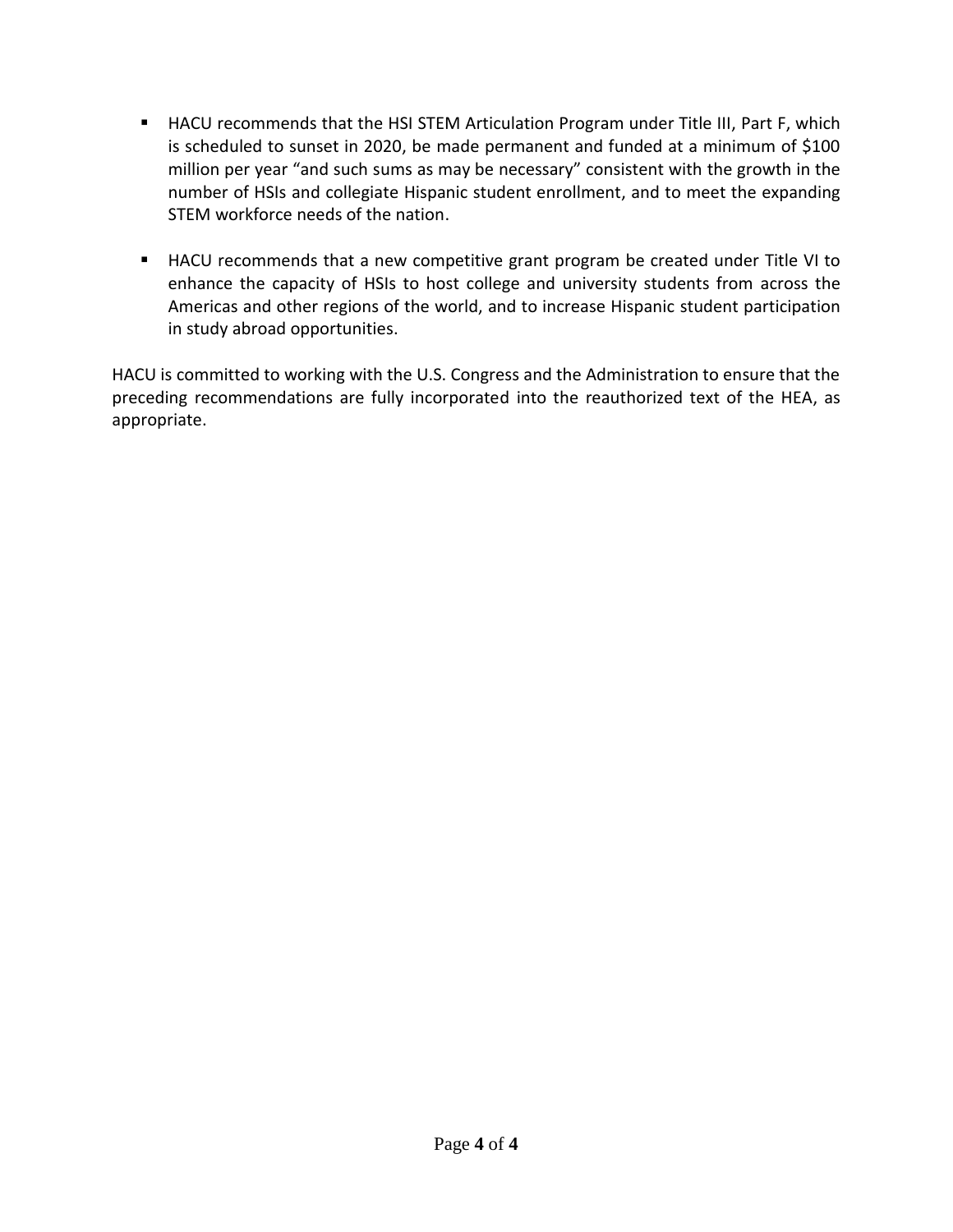- HACU recommends that the HSI STEM Articulation Program under Title III, Part F, which is scheduled to sunset in 2020, be made permanent and funded at a minimum of $100 million per year "and such sums as may be necessary" consistent with the growth in the number of HSIs and collegiate Hispanic student enrollment, and to meet the expanding STEM workforce needs of the nation.

- HACU recommends that a new competitive grant program be created under Title VI to enhance the capacity of HSIs to host college and university students from across the Americas and other regions of the world, and to increase Hispanic student participation in study abroad opportunities.

HACU is committed to working with the U.S. Congress and the Administration to ensure that the preceding recommendations are fully incorporated into the reauthorized text of the HEA, as appropriate.